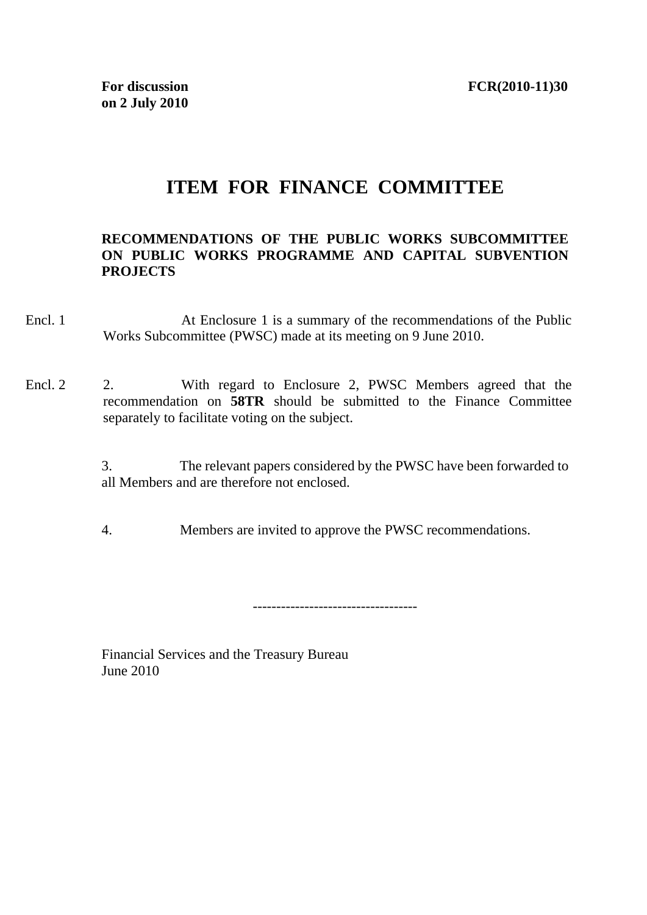**For discussion on 2 July 2010**

**FCR(2010-11)30**

# ITEM FOR FINANCE COMMITTEE

**RECOMMENDATIONS OF THE PUBLIC WORKS SUBCOMMITTEE ON PUBLIC WORKS PROGRAMME AND CAPITAL SUBVENTION PROJECTS**

Encl. 1

At Enclosure 1 is a summary of the recommendations of the Public Works Subcommittee (PWSC) made at its meeting on 9 June 2010.

Encl. 2

2. With regard to Enclosure 2, PWSC Members agreed that the recommendation on **58TR** should be submitted to the Finance Committee separately to facilitate voting on the subject.

3. The relevant papers considered by the PWSC have been forwarded to all Members and are therefore not enclosed.

4. Members are invited to approve the PWSC recommendations.

-----------------------------------

Financial Services and the Treasury Bureau
June 2010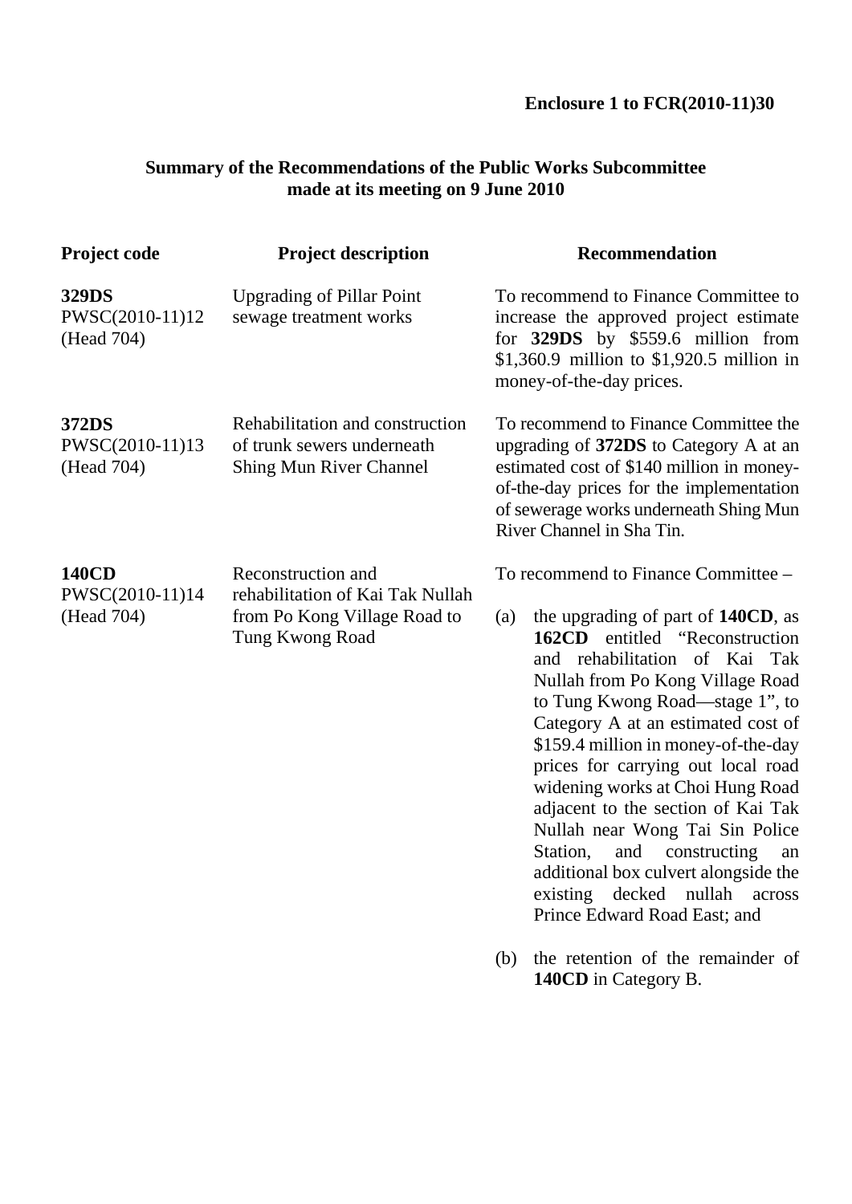**Enclosure 1 to FCR(2010-11)30**

## Summary of the Recommendations of the Public Works Subcommittee made at its meeting on 9 June 2010

| Project code | Project description | Recommendation |
|---|---|---|
| **329DS** PWSC(2010-11)12 (Head 704) | Upgrading of Pillar Point sewage treatment works | To recommend to Finance Committee to increase the approved project estimate for **329DS** by \$559.6 million from \$1,360.9 million to \$1,920.5 million in money-of-the-day prices. |
| **372DS** PWSC(2010-11)13 (Head 704) | Rehabilitation and construction of trunk sewers underneath Shing Mun River Channel | To recommend to Finance Committee the upgrading of **372DS** to Category A at an estimated cost of \$140 million in money-of-the-day prices for the implementation of sewerage works underneath Shing Mun River Channel in Sha Tin. |
| **140CD** PWSC(2010-11)14 (Head 704) | Reconstruction and rehabilitation of Kai Tak Nullah from Po Kong Village Road to Tung Kwong Road | To recommend to Finance Committee – <br><br> (a) the upgrading of part of **140CD**, as **162CD** entitled "Reconstruction and rehabilitation of Kai Tak Nullah from Po Kong Village Road to Tung Kwong Road—stage 1", to Category A at an estimated cost of \$159.4 million in money-of-the-day prices for carrying out local road widening works at Choi Hung Road adjacent to the section of Kai Tak Nullah near Wong Tai Sin Police Station, and constructing an additional box culvert alongside the existing decked nullah across Prince Edward Road East; and <br><br> (b) the retention of the remainder of **140CD** in Category B. |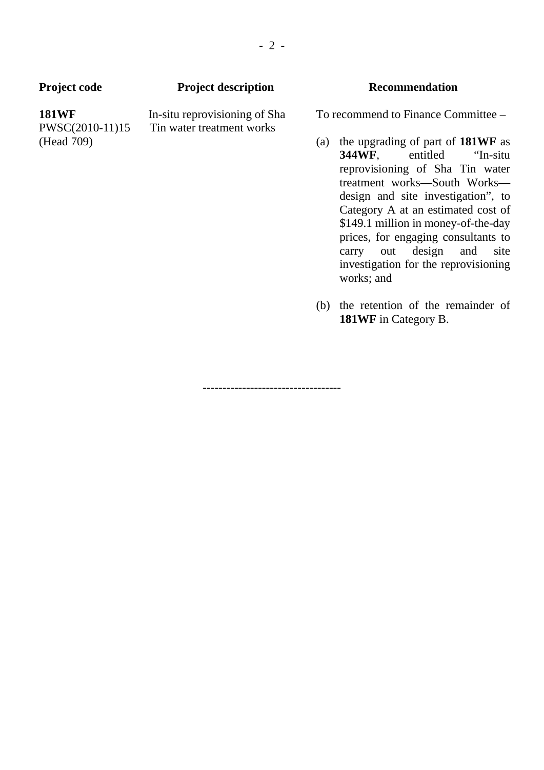| Project code | Project description | Recommendation |
|---|---|---|
| **181WF**<br>PWSC(2010-11)15<br>(Head 709) | In-situ reprovisioning of Sha Tin water treatment works | To recommend to Finance Committee –<br><br>(a) the upgrading of part of **181WF** as **344WF**, entitled "In-situ reprovisioning of Sha Tin water treatment works—South Works—design and site investigation", to Category A at an estimated cost of $149.1 million in money-of-the-day prices, for engaging consultants to carry out design and site investigation for the reprovisioning works; and<br><br>(b) the retention of the remainder of **181WF** in Category B. |

----------------------------------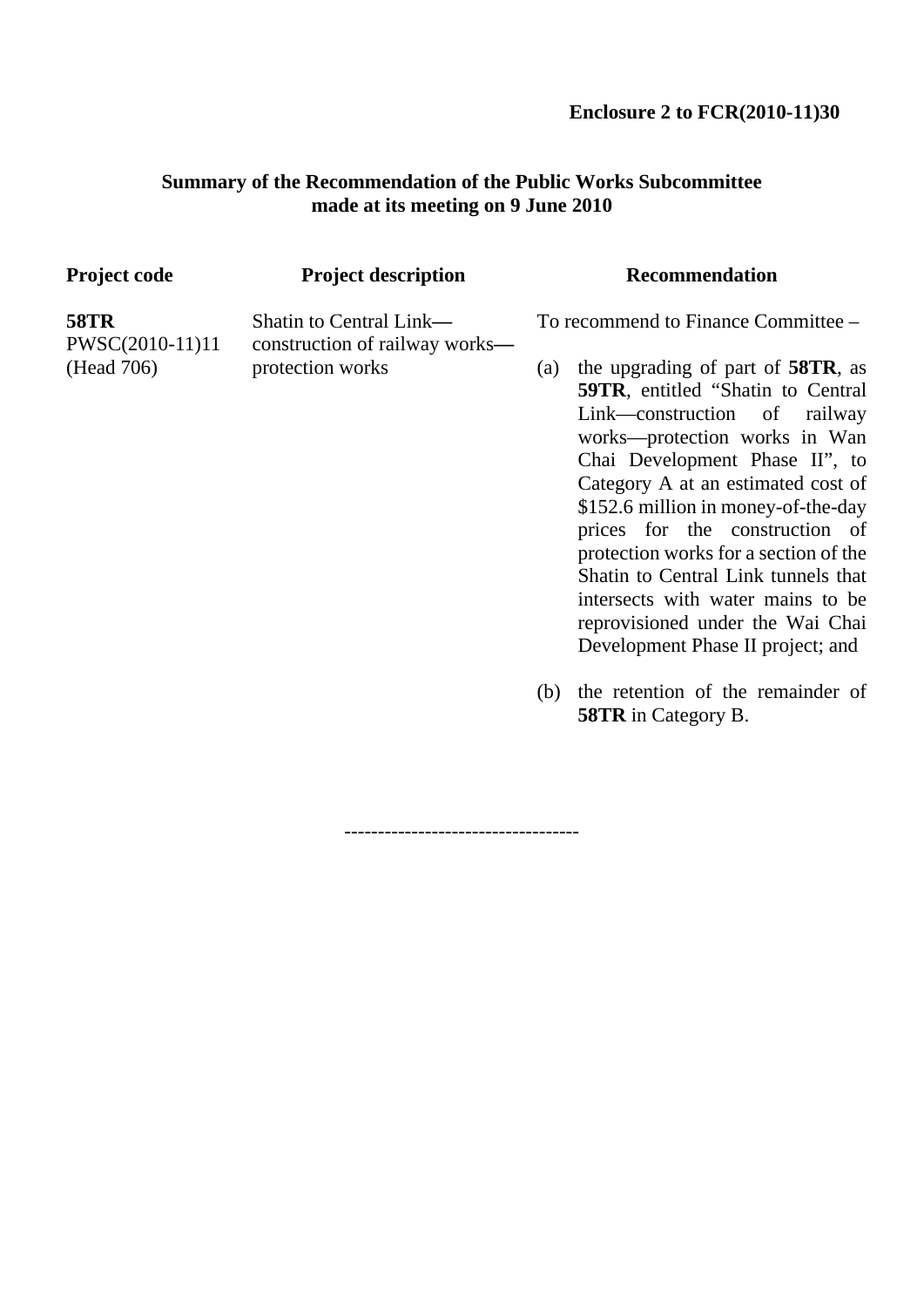**Enclosure 2 to FCR(2010-11)30**

## Summary of the Recommendation of the Public Works Subcommittee made at its meeting on 9 June 2010

| Project code | Project description | Recommendation |
| --- | --- | --- |
| **58TR**<br>PWSC(2010-11)11<br>(Head 706) | Shatin to Central Link**—**construction of railway works**—**protection works | To recommend to Finance Committee –<br><br>(a) the upgrading of part of **58TR**, as **59TR**, entitled "Shatin to Central Link—construction of railway works—protection works in Wan Chai Development Phase II", to Category A at an estimated cost of $152.6 million in money-of-the-day prices for the construction of protection works for a section of the Shatin to Central Link tunnels that intersects with water mains to be reprovisioned under the Wai Chai Development Phase II project; and<br><br>(b) the retention of the remainder of **58TR** in Category B. |

----------------------------------